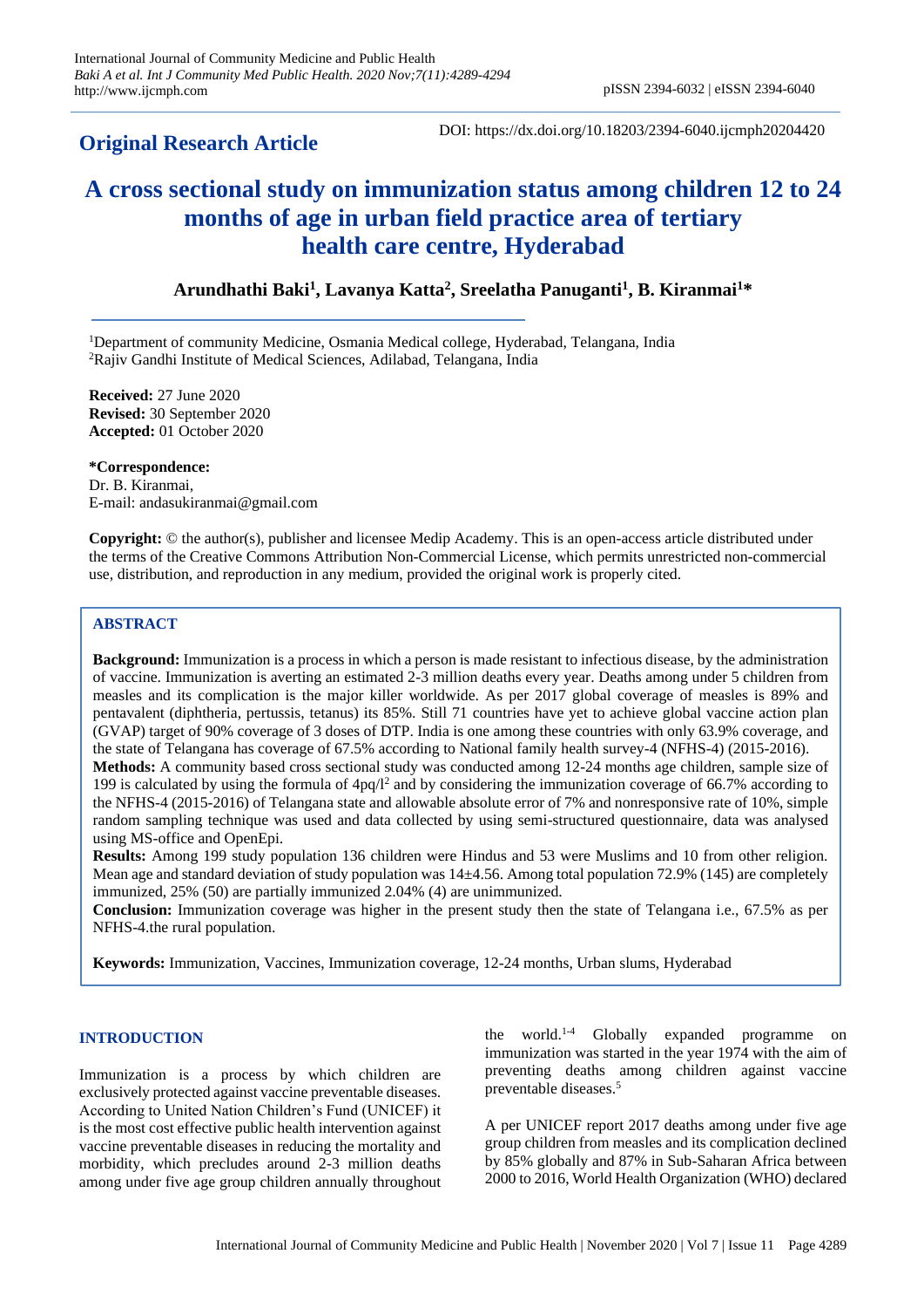**Original Research Article**

DOI: https://dx.doi.org/10.18203/2394-6040.ijcmph20204420

# A cross sectional study on immunization status among children 12 to 24 months of age in urban field practice area of tertiary health care centre, Hyderabad

**Arundhathi Baki[1], Lavanya Katta[2], Sreelatha Panuganti[1], B. Kiranmai[1]***

[1]Department of community Medicine, Osmania Medical college, Hyderabad, Telangana, India
[2]Rajiv Gandhi Institute of Medical Sciences, Adilabad, Telangana, India

**Received:** 27 June 2020
**Revised:** 30 September 2020
**Accepted:** 01 October 2020

***Correspondence:**
Dr. B. Kiranmai,
E-mail: andasukiranmai@gmail.com

**Copyright:** © the author(s), publisher and licensee Medip Academy. This is an open-access article distributed under the terms of the Creative Commons Attribution Non-Commercial License, which permits unrestricted non-commercial use, distribution, and reproduction in any medium, provided the original work is properly cited.

## ABSTRACT

**Background:** Immunization is a process in which a person is made resistant to infectious disease, by the administration of vaccine. Immunization is averting an estimated 2-3 million deaths every year. Deaths among under 5 children from measles and its complication is the major killer worldwide. As per 2017 global coverage of measles is 89% and pentavalent (diphtheria, pertussis, tetanus) its 85%. Still 71 countries have yet to achieve global vaccine action plan (GVAP) target of 90% coverage of 3 doses of DTP. India is one among these countries with only 63.9% coverage, and the state of Telangana has coverage of 67.5% according to National family health survey-4 (NFHS-4) (2015-2016).

**Methods:** A community based cross sectional study was conducted among 12-24 months age children, sample size of 199 is calculated by using the formula of $4pq/l^2$ and by considering the immunization coverage of 66.7% according to the NFHS-4 (2015-2016) of Telangana state and allowable absolute error of 7% and nonresponsive rate of 10%, simple random sampling technique was used and data collected by using semi-structured questionnaire, data was analysed using MS-office and OpenEpi.

**Results:** Among 199 study population 136 children were Hindus and 53 were Muslims and 10 from other religion. Mean age and standard deviation of study population was 14±4.56. Among total population 72.9% (145) are completely immunized, 25% (50) are partially immunized 2.04% (4) are unimmunized.

**Conclusion:** Immunization coverage was higher in the present study then the state of Telangana i.e., 67.5% as per NFHS-4.the rural population.

**Keywords:** Immunization, Vaccines, Immunization coverage, 12-24 months, Urban slums, Hyderabad

## INTRODUCTION

Immunization is a process by which children are exclusively protected against vaccine preventable diseases. According to United Nation Children's Fund (UNICEF) it is the most cost effective public health intervention against vaccine preventable diseases in reducing the mortality and morbidity, which precludes around 2-3 million deaths among under five age group children annually throughout the world.[1-4] Globally expanded programme on immunization was started in the year 1974 with the aim of preventing deaths among children against vaccine preventable diseases.[5]

A per UNICEF report 2017 deaths among under five age group children from measles and its complication declined by 85% globally and 87% in Sub-Saharan Africa between 2000 to 2016, World Health Organization (WHO) declared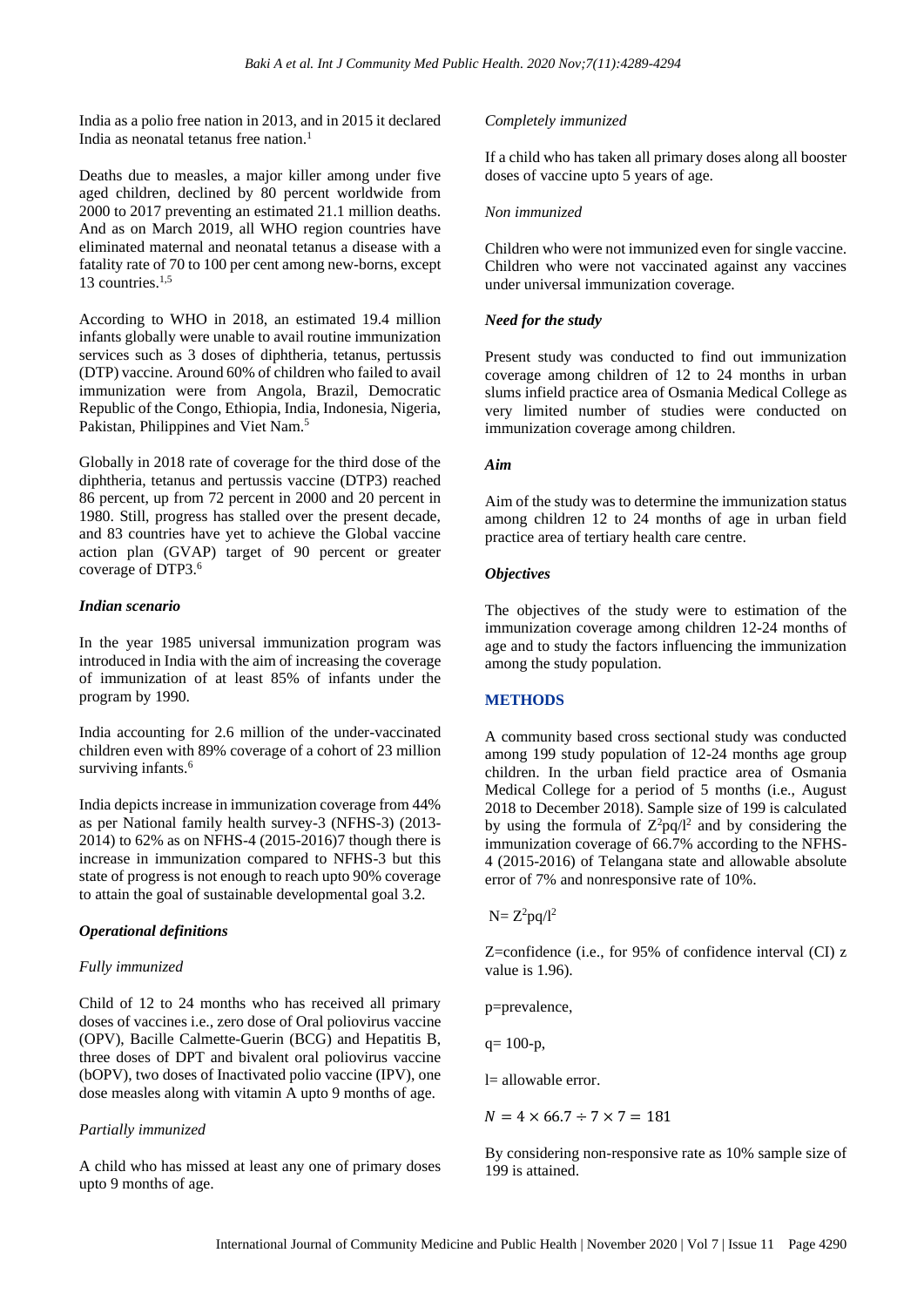India as a polio free nation in 2013, and in 2015 it declared India as neonatal tetanus free nation.[1]

Deaths due to measles, a major killer among under five aged children, declined by 80 percent worldwide from 2000 to 2017 preventing an estimated 21.1 million deaths. And as on March 2019, all WHO region countries have eliminated maternal and neonatal tetanus a disease with a fatality rate of 70 to 100 per cent among new-borns, except 13 countries.[1,5]

According to WHO in 2018, an estimated 19.4 million infants globally were unable to avail routine immunization services such as 3 doses of diphtheria, tetanus, pertussis (DTP) vaccine. Around 60% of children who failed to avail immunization were from Angola, Brazil, Democratic Republic of the Congo, Ethiopia, India, Indonesia, Nigeria, Pakistan, Philippines and Viet Nam.[5]

Globally in 2018 rate of coverage for the third dose of the diphtheria, tetanus and pertussis vaccine (DTP3) reached 86 percent, up from 72 percent in 2000 and 20 percent in 1980. Still, progress has stalled over the present decade, and 83 countries have yet to achieve the Global vaccine action plan (GVAP) target of 90 percent or greater coverage of DTP3.[6]

### *Indian scenario*

In the year 1985 universal immunization program was introduced in India with the aim of increasing the coverage of immunization of at least 85% of infants under the program by 1990.

India accounting for 2.6 million of the under-vaccinated children even with 89% coverage of a cohort of 23 million surviving infants.[6]

India depicts increase in immunization coverage from 44% as per National family health survey-3 (NFHS-3) (2013-2014) to 62% as on NFHS-4 (2015-2016)7 though there is increase in immunization compared to NFHS-3 but this state of progress is not enough to reach upto 90% coverage to attain the goal of sustainable developmental goal 3.2.

### *Operational definitions*

*Fully immunized*

Child of 12 to 24 months who has received all primary doses of vaccines i.e., zero dose of Oral poliovirus vaccine (OPV), Bacille Calmette-Guerin (BCG) and Hepatitis B, three doses of DPT and bivalent oral poliovirus vaccine (bOPV), two doses of Inactivated polio vaccine (IPV), one dose measles along with vitamin A upto 9 months of age.

*Partially immunized*

A child who has missed at least any one of primary doses upto 9 months of age.

*Completely immunized*

If a child who has taken all primary doses along all booster doses of vaccine upto 5 years of age.

*Non immunized*

Children who were not immunized even for single vaccine. Children who were not vaccinated against any vaccines under universal immunization coverage.

### *Need for the study*

Present study was conducted to find out immunization coverage among children of 12 to 24 months in urban slums infield practice area of Osmania Medical College as very limited number of studies were conducted on immunization coverage among children.

### *Aim*

Aim of the study was to determine the immunization status among children 12 to 24 months of age in urban field practice area of tertiary health care centre.

### *Objectives*

The objectives of the study were to estimation of the immunization coverage among children 12-24 months of age and to study the factors influencing the immunization among the study population.

## METHODS

A community based cross sectional study was conducted among 199 study population of 12-24 months age group children. In the urban field practice area of Osmania Medical College for a period of 5 months (i.e., August 2018 to December 2018). Sample size of 199 is calculated by using the formula of $Z^2pq/l^2$ and by considering the immunization coverage of 66.7% according to the NFHS-4 (2015-2016) of Telangana state and allowable absolute error of 7% and nonresponsive rate of 10%.

$$N= Z^2pq/l^2$$

Z=confidence (i.e., for 95% of confidence interval (CI) z value is 1.96).

p=prevalence,

q= 100-p,

l= allowable error.

$$N = 4 \times 66.7 \div 7 \times 7 = 181$$

By considering non-responsive rate as 10% sample size of 199 is attained.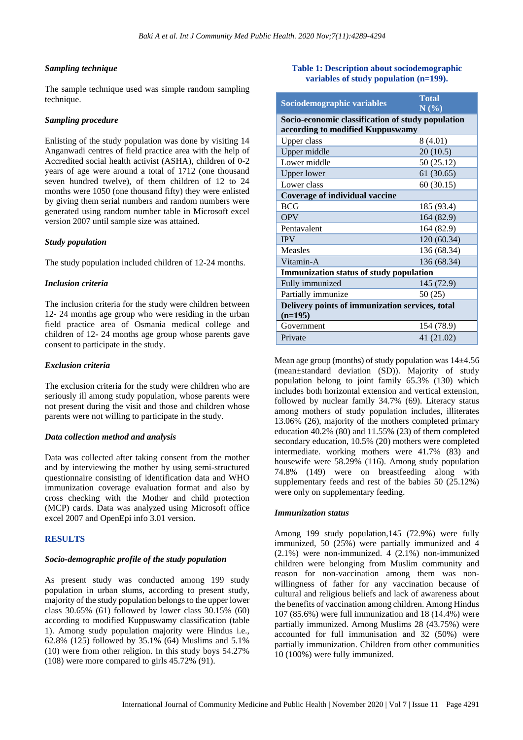### Sampling technique

The sample technique used was simple random sampling technique.

### Sampling procedure

Enlisting of the study population was done by visiting 14 Anganwadi centres of field practice area with the help of Accredited social health activist (ASHA), children of 0-2 years of age were around a total of 1712 (one thousand seven hundred twelve), of them children of 12 to 24 months were 1050 (one thousand fifty) they were enlisted by giving them serial numbers and random numbers were generated using random number table in Microsoft excel version 2007 until sample size was attained.

### Study population

The study population included children of 12-24 months.

### Inclusion criteria

The inclusion criteria for the study were children between 12- 24 months age group who were residing in the urban field practice area of Osmania medical college and children of 12- 24 months age group whose parents gave consent to participate in the study.

### Exclusion criteria

The exclusion criteria for the study were children who are seriously ill among study population, whose parents were not present during the visit and those and children whose parents were not willing to participate in the study.

### Data collection method and analysis

Data was collected after taking consent from the mother and by interviewing the mother by using semi-structured questionnaire consisting of identification data and WHO immunization coverage evaluation format and also by cross checking with the Mother and child protection (MCP) cards. Data was analyzed using Microsoft office excel 2007 and OpenEpi info 3.01 version.

## RESULTS

### Socio-demographic profile of the study population

As present study was conducted among 199 study population in urban slums, according to present study, majority of the study population belongs to the upper lower class 30.65% (61) followed by lower class 30.15% (60) according to modified Kuppuswamy classification (table 1). Among study population majority were Hindus i.e., 62.8% (125) followed by 35.1% (64) Muslims and 5.1% (10) were from other religion. In this study boys 54.27% (108) were more compared to girls 45.72% (91).

**Table 1: Description about sociodemographic variables of study population (n=199).**

| Sociodemographic variables | Total N (%) |
|---|---|
| **Socio-economic classification of study population according to modified Kuppuswamy** | |
| Upper class | 8 (4.01) |
| Upper middle | 20 (10.5) |
| Lower middle | 50 (25.12) |
| Upper lower | 61 (30.65) |
| Lower class | 60 (30.15) |
| **Coverage of individual vaccine** | |
| BCG | 185 (93.4) |
| OPV | 164 (82.9) |
| Pentavalent | 164 (82.9) |
| IPV | 120 (60.34) |
| Measles | 136 (68.34) |
| Vitamin-A | 136 (68.34) |
| **Immunization status of study population** | |
| Fully immunized | 145 (72.9) |
| Partially immunize | 50 (25) |
| **Delivery points of immunization services, total (n=195)** | |
| Government | 154 (78.9) |
| Private | 41 (21.02) |

Mean age group (months) of study population was 14±4.56 (mean±standard deviation (SD)). Majority of study population belong to joint family 65.3% (130) which includes both horizontal extension and vertical extension, followed by nuclear family 34.7% (69). Literacy status among mothers of study population includes, illiterates 13.06% (26), majority of the mothers completed primary education 40.2% (80) and 11.55% (23) of them completed secondary education, 10.5% (20) mothers were completed intermediate. working mothers were 41.7% (83) and housewife were 58.29% (116). Among study population 74.8% (149) were on breastfeeding along with supplementary feeds and rest of the babies 50 (25.12%) were only on supplementary feeding.

### Immunization status

Among 199 study population,145 (72.9%) were fully immunized, 50 (25%) were partially immunized and 4 (2.1%) were non-immunized. 4 (2.1%) non-immunized children were belonging from Muslim community and reason for non-vaccination among them was non-willingness of father for any vaccination because of cultural and religious beliefs and lack of awareness about the benefits of vaccination among children. Among Hindus 107 (85.6%) were full immunization and 18 (14.4%) were partially immunized. Among Muslims 28 (43.75%) were accounted for full immunisation and 32 (50%) were partially immunization. Children from other communities 10 (100%) were fully immunized.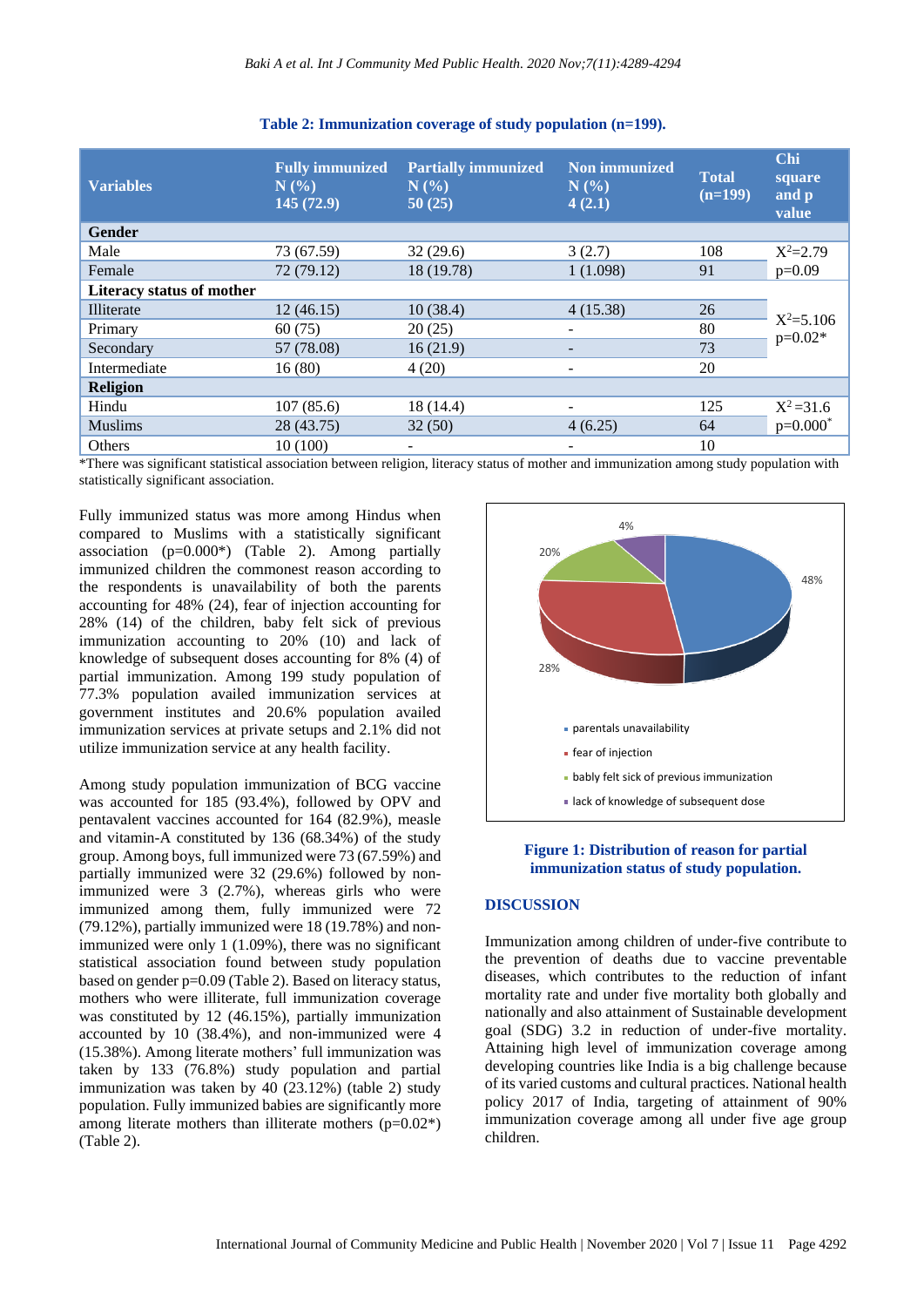**Table 2: Immunization coverage of study population (n=199).**

| Variables | Fully immunized N (%) 145 (72.9) | Partially immunized N (%) 50 (25) | Non immunized N (%) 4 (2.1) | Total (n=199) | Chi square and p value |
|---|---|---|---|---|---|
| **Gender** | | | | | |
| Male | 73 (67.59) | 32 (29.6) | 3 (2.7) | 108 | $X^2$=2.79 p=0.09 |
| Female | 72 (79.12) | 18 (19.78) | 1 (1.098) | 91 | |
| **Literacy status of mother** | | | | | |
| Illiterate | 12 (46.15) | 10 (38.4) | 4 (15.38) | 26 | $X^2$=5.106 p=0.02* |
| Primary | 60 (75) | 20 (25) | - | 80 | |
| Secondary | 57 (78.08) | 16 (21.9) | - | 73 | |
| Intermediate | 16 (80) | 4 (20) | - | 20 | |
| **Religion** | | | | | |
| Hindu | 107 (85.6) | 18 (14.4) | - | 125 | $X^2$=31.6 p=0.000* |
| Muslims | 28 (43.75) | 32 (50) | 4 (6.25) | 64 | |
| Others | 10 (100) | - | - | 10 | |

*There was significant statistical association between religion, literacy status of mother and immunization among study population with statistically significant association.

Fully immunized status was more among Hindus when compared to Muslims with a statistically significant association (p=0.000*) (Table 2). Among partially immunized children the commonest reason according to the respondents is unavailability of both the parents accounting for 48% (24), fear of injection accounting for 28% (14) of the children, baby felt sick of previous immunization accounting to 20% (10) and lack of knowledge of subsequent doses accounting for 8% (4) of partial immunization. Among 199 study population of 77.3% population availed immunization services at government institutes and 20.6% population availed immunization services at private setups and 2.1% did not utilize immunization service at any health facility.

Among study population immunization of BCG vaccine was accounted for 185 (93.4%), followed by OPV and pentavalent vaccines accounted for 164 (82.9%), measle and vitamin-A constituted by 136 (68.34%) of the study group. Among boys, full immunized were 73 (67.59%) and partially immunized were 32 (29.6%) followed by non-immunized were 3 (2.7%), whereas girls who were immunized among them, fully immunized were 72 (79.12%), partially immunized were 18 (19.78%) and non-immunized were only 1 (1.09%), there was no significant statistical association found between study population based on gender p=0.09 (Table 2). Based on literacy status, mothers who were illiterate, full immunization coverage was constituted by 12 (46.15%), partially immunization accounted by 10 (38.4%), and non-immunized were 4 (15.38%). Among literate mothers' full immunization was taken by 133 (76.8%) study population and partial immunization was taken by 40 (23.12%) (table 2) study population. Fully immunized babies are significantly more among literate mothers than illiterate mothers (p=0.02*) (Table 2).

48%
28%
20%
4%

- parentals unavailability
- fear of injection
- bably felt sick of previous immunization
- lack of knowledge of subsequent dose

**Figure 1: Distribution of reason for partial immunization status of study population.**

## DISCUSSION

Immunization among children of under-five contribute to the prevention of deaths due to vaccine preventable diseases, which contributes to the reduction of infant mortality rate and under five mortality both globally and nationally and also attainment of Sustainable development goal (SDG) 3.2 in reduction of under-five mortality. Attaining high level of immunization coverage among developing countries like India is a big challenge because of its varied customs and cultural practices. National health policy 2017 of India, targeting of attainment of 90% immunization coverage among all under five age group children.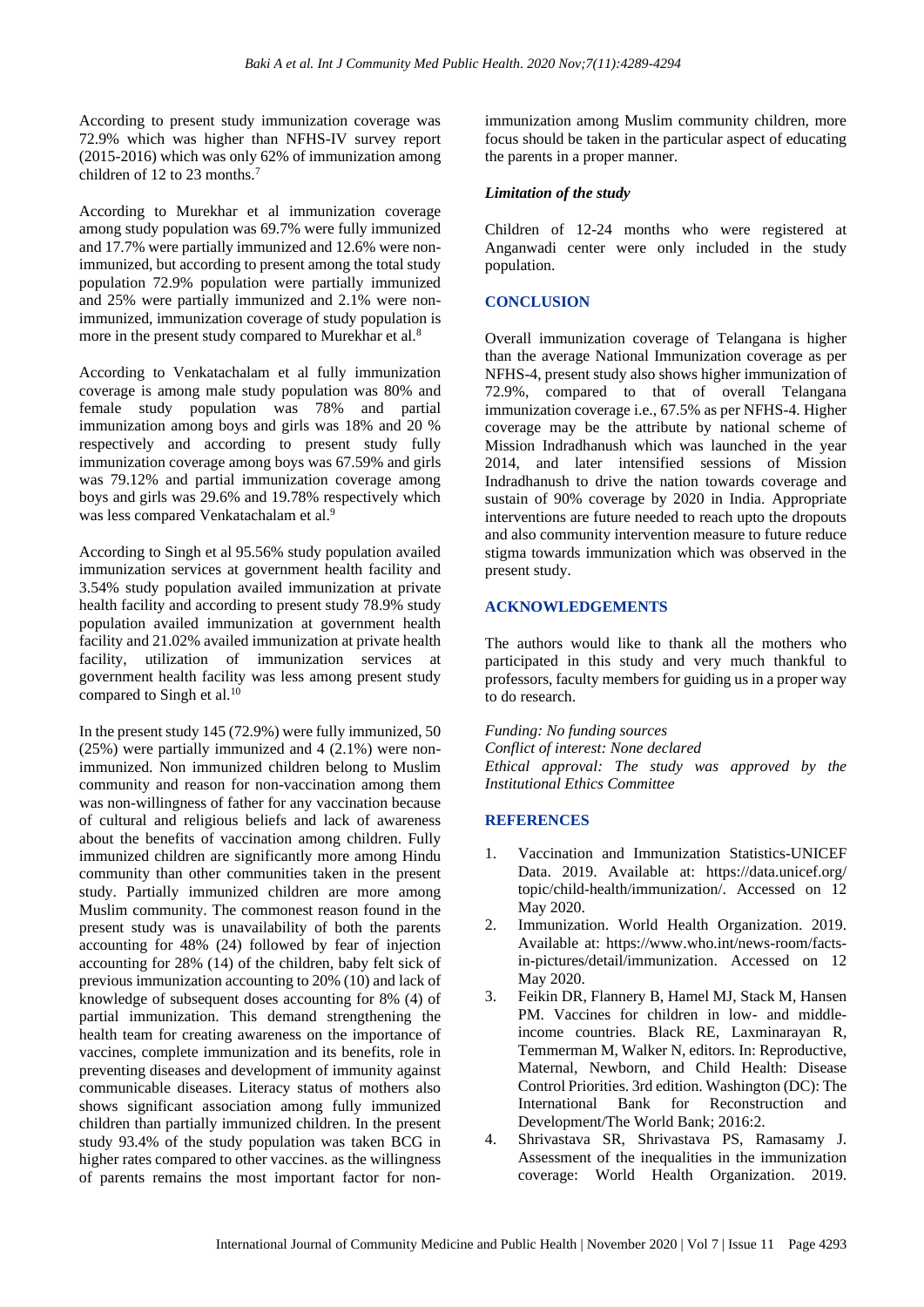According to present study immunization coverage was 72.9% which was higher than NFHS-IV survey report (2015-2016) which was only 62% of immunization among children of 12 to 23 months.[7]

According to Murekhar et al immunization coverage among study population was 69.7% were fully immunized and 17.7% were partially immunized and 12.6% were non-immunized, but according to present among the total study population 72.9% population were partially immunized and 25% were partially immunized and 2.1% were non-immunized, immunization coverage of study population is more in the present study compared to Murekhar et al.[8]

According to Venkatachalam et al fully immunization coverage is among male study population was 80% and female study population was 78% and partial immunization among boys and girls was 18% and 20 % respectively and according to present study fully immunization coverage among boys was 67.59% and girls was 79.12% and partial immunization coverage among boys and girls was 29.6% and 19.78% respectively which was less compared Venkatachalam et al.[9]

According to Singh et al 95.56% study population availed immunization services at government health facility and 3.54% study population availed immunization at private health facility and according to present study 78.9% study population availed immunization at government health facility and 21.02% availed immunization at private health facility, utilization of immunization services at government health facility was less among present study compared to Singh et al.[10]

In the present study 145 (72.9%) were fully immunized, 50 (25%) were partially immunized and 4 (2.1%) were non-immunized. Non immunized children belong to Muslim community and reason for non-vaccination among them was non-willingness of father for any vaccination because of cultural and religious beliefs and lack of awareness about the benefits of vaccination among children. Fully immunized children are significantly more among Hindu community than other communities taken in the present study. Partially immunized children are more among Muslim community. The commonest reason found in the present study was is unavailability of both the parents accounting for 48% (24) followed by fear of injection accounting for 28% (14) of the children, baby felt sick of previous immunization accounting to 20% (10) and lack of knowledge of subsequent doses accounting for 8% (4) of partial immunization. This demand strengthening the health team for creating awareness on the importance of vaccines, complete immunization and its benefits, role in preventing diseases and development of immunity against communicable diseases. Literacy status of mothers also shows significant association among fully immunized children than partially immunized children. In the present study 93.4% of the study population was taken BCG in higher rates compared to other vaccines. as the willingness of parents remains the most important factor for non-immunization among Muslim community children, more focus should be taken in the particular aspect of educating the parents in a proper manner.

### *Limitation of the study*

Children of 12-24 months who were registered at Anganwadi center were only included in the study population.

## CONCLUSION

Overall immunization coverage of Telangana is higher than the average National Immunization coverage as per NFHS-4, present study also shows higher immunization of 72.9%, compared to that of overall Telangana immunization coverage i.e., 67.5% as per NFHS-4. Higher coverage may be the attribute by national scheme of Mission Indradhanush which was launched in the year 2014, and later intensified sessions of Mission Indradhanush to drive the nation towards coverage and sustain of 90% coverage by 2020 in India. Appropriate interventions are future needed to reach upto the dropouts and also community intervention measure to future reduce stigma towards immunization which was observed in the present study.

## ACKNOWLEDGEMENTS

The authors would like to thank all the mothers who participated in this study and very much thankful to professors, faculty members for guiding us in a proper way to do research.

*Funding: No funding sources*
*Conflict of interest: None declared*
*Ethical approval: The study was approved by the Institutional Ethics Committee*

## REFERENCES

1. Vaccination and Immunization Statistics-UNICEF Data. 2019. Available at: https://data.unicef.org/topic/child-health/immunization/. Accessed on 12 May 2020.
2. Immunization. World Health Organization. 2019. Available at: https://www.who.int/news-room/facts-in-pictures/detail/immunization. Accessed on 12 May 2020.
3. Feikin DR, Flannery B, Hamel MJ, Stack M, Hansen PM. Vaccines for children in low- and middle-income countries. Black RE, Laxminarayan R, Temmerman M, Walker N, editors. In: Reproductive, Maternal, Newborn, and Child Health: Disease Control Priorities. 3rd edition. Washington (DC): The International Bank for Reconstruction and Development/The World Bank; 2016:2.
4. Shrivastava SR, Shrivastava PS, Ramasamy J. Assessment of the inequalities in the immunization coverage: World Health Organization. 2019.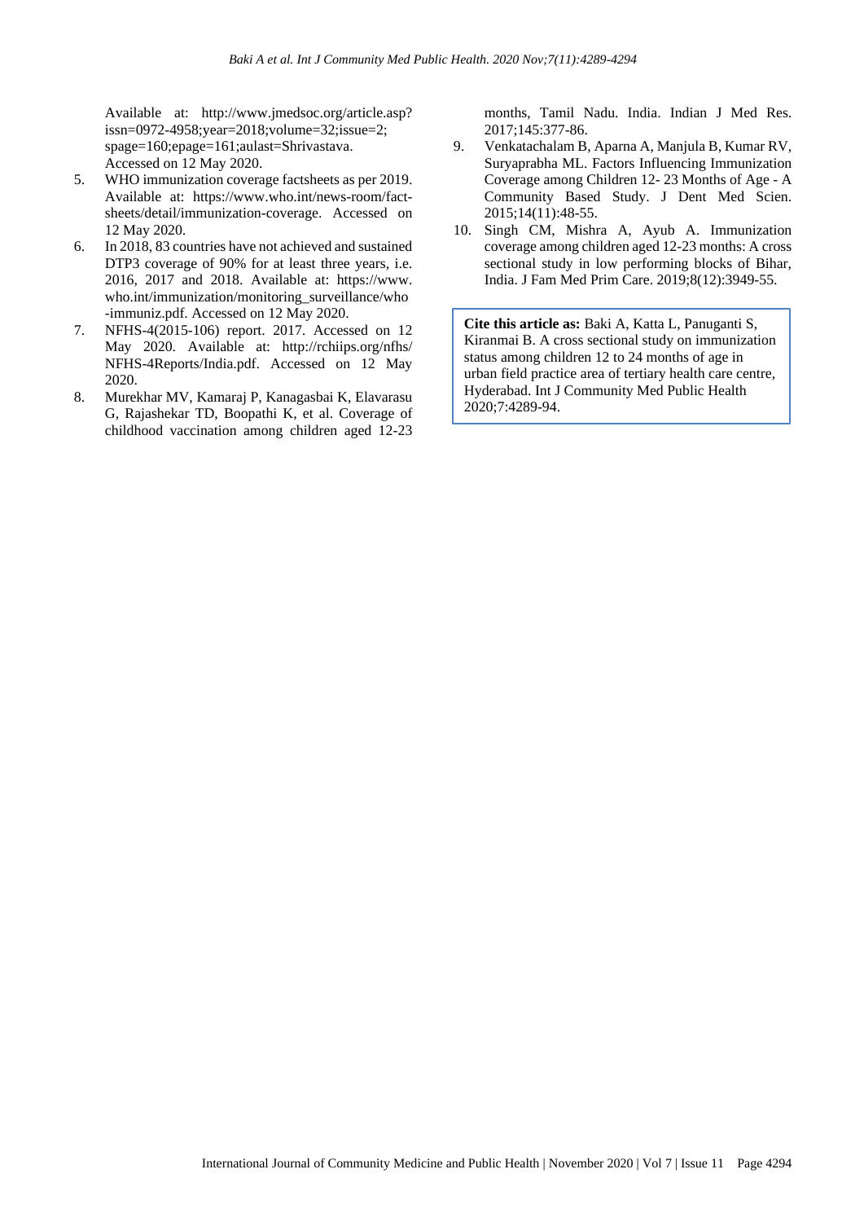Available at: http://www.jmedsoc.org/article.asp?issn=0972-4958;year=2018;volume=32;issue=2;spage=160;epage=161;aulast=Shrivastava. Accessed on 12 May 2020.

5. WHO immunization coverage factsheets as per 2019. Available at: https://www.who.int/news-room/fact-sheets/detail/immunization-coverage. Accessed on 12 May 2020.
6. In 2018, 83 countries have not achieved and sustained DTP3 coverage of 90% for at least three years, i.e. 2016, 2017 and 2018. Available at: https://www.who.int/immunization/monitoring_surveillance/who-immuniz.pdf. Accessed on 12 May 2020.
7. NFHS-4(2015-106) report. 2017. Accessed on 12 May 2020. Available at: http://rchiips.org/nfhs/NFHS-4Reports/India.pdf. Accessed on 12 May 2020.
8. Murekhar MV, Kamaraj P, Kanagasbai K, Elavarasu G, Rajashekar TD, Boopathi K, et al. Coverage of childhood vaccination among children aged 12-23 months, Tamil Nadu. India. Indian J Med Res. 2017;145:377-86.
9. Venkatachalam B, Aparna A, Manjula B, Kumar RV, Suryaprabha ML. Factors Influencing Immunization Coverage among Children 12- 23 Months of Age - A Community Based Study. J Dent Med Scien. 2015;14(11):48-55.
10. Singh CM, Mishra A, Ayub A. Immunization coverage among children aged 12-23 months: A cross sectional study in low performing blocks of Bihar, India. J Fam Med Prim Care. 2019;8(12):3949-55.

**Cite this article as:** Baki A, Katta L, Panuganti S, Kiranmai B. A cross sectional study on immunization status among children 12 to 24 months of age in urban field practice area of tertiary health care centre, Hyderabad. Int J Community Med Public Health 2020;7:4289-94.